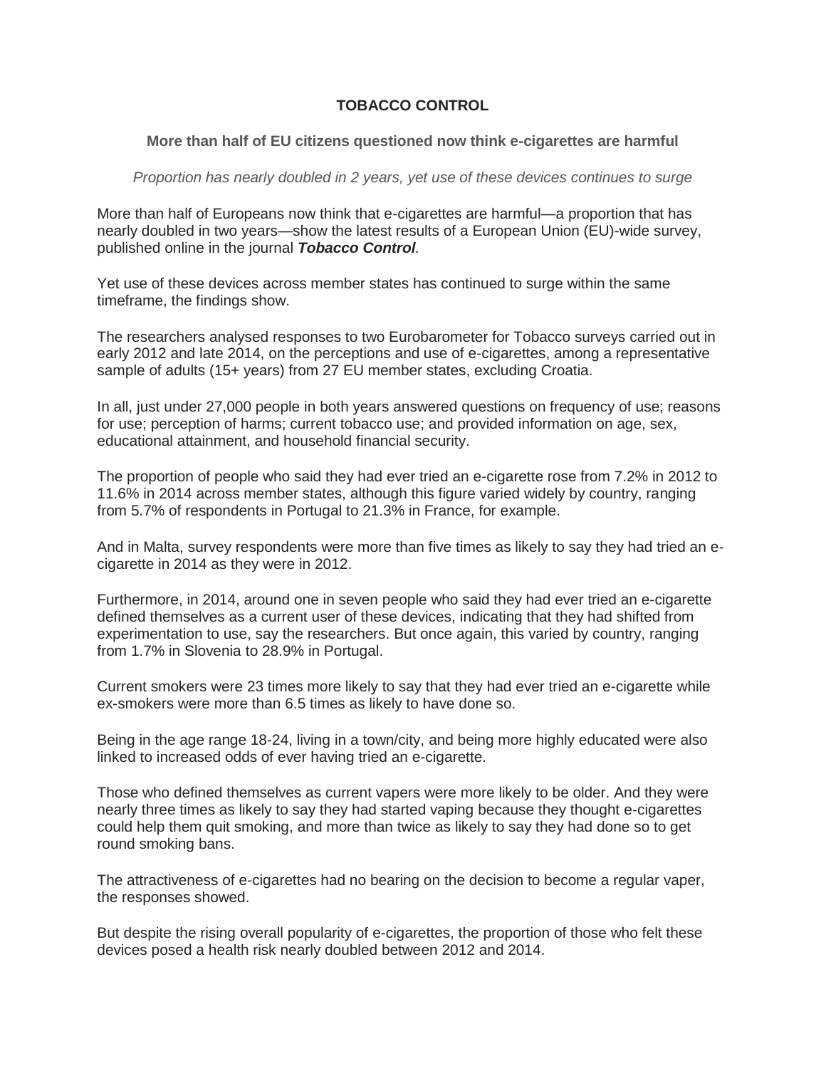# TOBACCO CONTROL

## More than half of EU citizens questioned now think e-cigarettes are harmful

*Proportion has nearly doubled in 2 years, yet use of these devices continues to surge*

More than half of Europeans now think that e-cigarettes are harmful—a proportion that has nearly doubled in two years—show the latest results of a European Union (EU)-wide survey, published online in the journal ***Tobacco Control***.

Yet use of these devices across member states has continued to surge within the same timeframe, the findings show.

The researchers analysed responses to two Eurobarometer for Tobacco surveys carried out in early 2012 and late 2014, on the perceptions and use of e-cigarettes, among a representative sample of adults (15+ years) from 27 EU member states, excluding Croatia.

In all, just under 27,000 people in both years answered questions on frequency of use; reasons for use; perception of harms; current tobacco use; and provided information on age, sex, educational attainment, and household financial security.

The proportion of people who said they had ever tried an e-cigarette rose from 7.2% in 2012 to 11.6% in 2014 across member states, although this figure varied widely by country, ranging from 5.7% of respondents in Portugal to 21.3% in France, for example.

And in Malta, survey respondents were more than five times as likely to say they had tried an e-cigarette in 2014 as they were in 2012.

Furthermore, in 2014, around one in seven people who said they had ever tried an e-cigarette defined themselves as a current user of these devices, indicating that they had shifted from experimentation to use, say the researchers. But once again, this varied by country, ranging from 1.7% in Slovenia to 28.9% in Portugal.

Current smokers were 23 times more likely to say that they had ever tried an e-cigarette while ex-smokers were more than 6.5 times as likely to have done so.

Being in the age range 18-24, living in a town/city, and being more highly educated were also linked to increased odds of ever having tried an e-cigarette.

Those who defined themselves as current vapers were more likely to be older. And they were nearly three times as likely to say they had started vaping because they thought e-cigarettes could help them quit smoking, and more than twice as likely to say they had done so to get round smoking bans.

The attractiveness of e-cigarettes had no bearing on the decision to become a regular vaper, the responses showed.

But despite the rising overall popularity of e-cigarettes, the proportion of those who felt these devices posed a health risk nearly doubled between 2012 and 2014.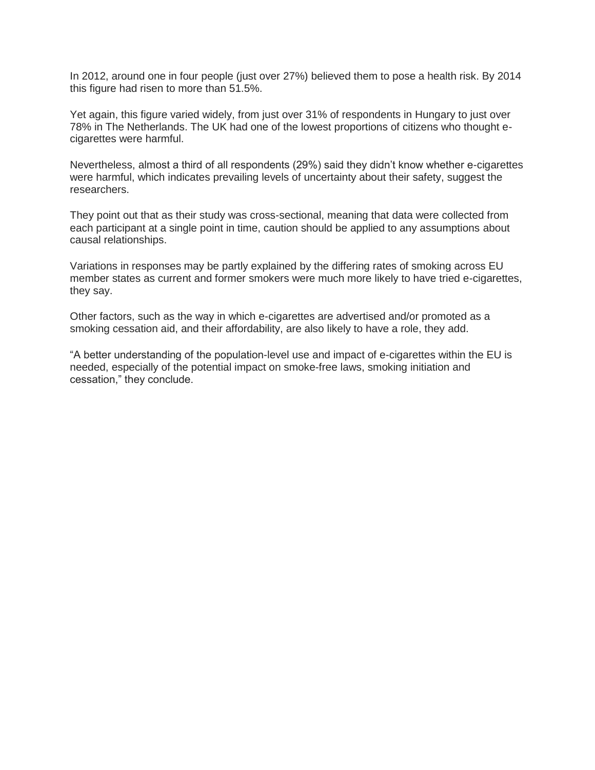In 2012, around one in four people (just over 27%) believed them to pose a health risk. By 2014 this figure had risen to more than 51.5%.

Yet again, this figure varied widely, from just over 31% of respondents in Hungary to just over 78% in The Netherlands. The UK had one of the lowest proportions of citizens who thought e-cigarettes were harmful.

Nevertheless, almost a third of all respondents (29%) said they didn't know whether e-cigarettes were harmful, which indicates prevailing levels of uncertainty about their safety, suggest the researchers.

They point out that as their study was cross-sectional, meaning that data were collected from each participant at a single point in time, caution should be applied to any assumptions about causal relationships.

Variations in responses may be partly explained by the differing rates of smoking across EU member states as current and former smokers were much more likely to have tried e-cigarettes, they say.

Other factors, such as the way in which e-cigarettes are advertised and/or promoted as a smoking cessation aid, and their affordability, are also likely to have a role, they add.

"A better understanding of the population-level use and impact of e-cigarettes within the EU is needed, especially of the potential impact on smoke-free laws, smoking initiation and cessation," they conclude.